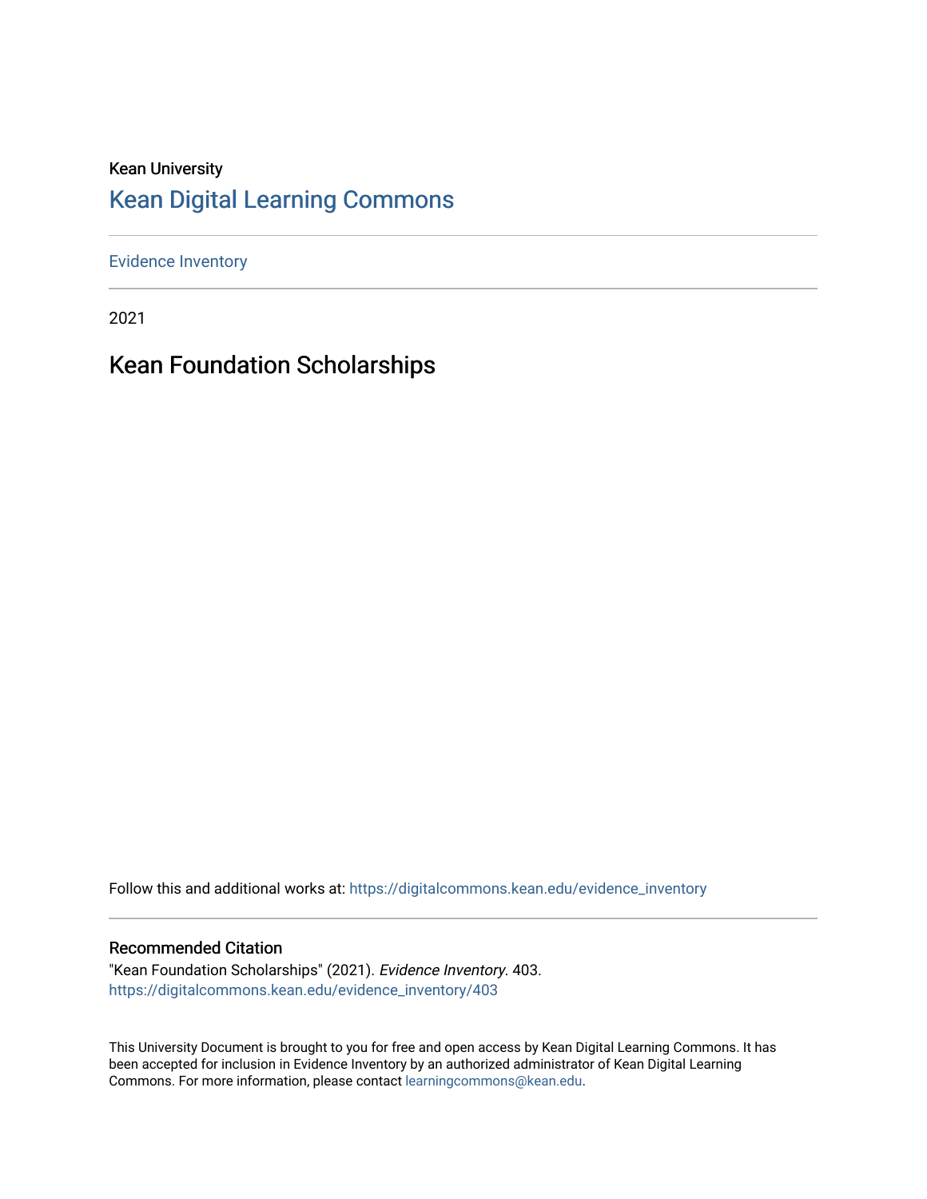Kean University

# Kean Digital Learning Commons

Evidence Inventory

2021

## Kean Foundation Scholarships

Follow this and additional works at: https://digitalcommons.kean.edu/evidence_inventory

### Recommended Citation

"Kean Foundation Scholarships" (2021). *Evidence Inventory*. 403.
https://digitalcommons.kean.edu/evidence_inventory/403

This University Document is brought to you for free and open access by Kean Digital Learning Commons. It has been accepted for inclusion in Evidence Inventory by an authorized administrator of Kean Digital Learning Commons. For more information, please contact learningcommons@kean.edu.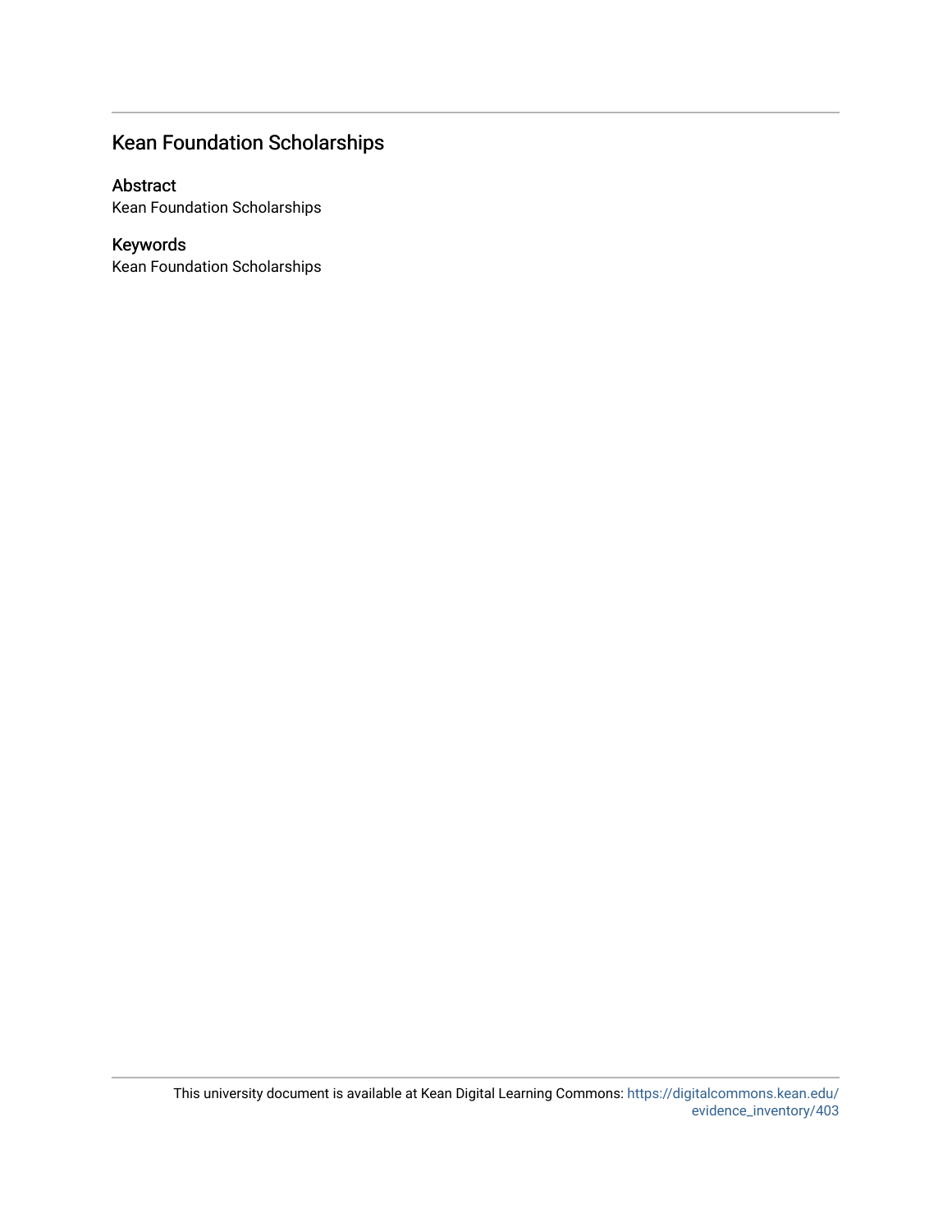## Kean Foundation Scholarships

### Abstract

Kean Foundation Scholarships

### Keywords

Kean Foundation Scholarships

This university document is available at Kean Digital Learning Commons: https://digitalcommons.kean.edu/evidence_inventory/403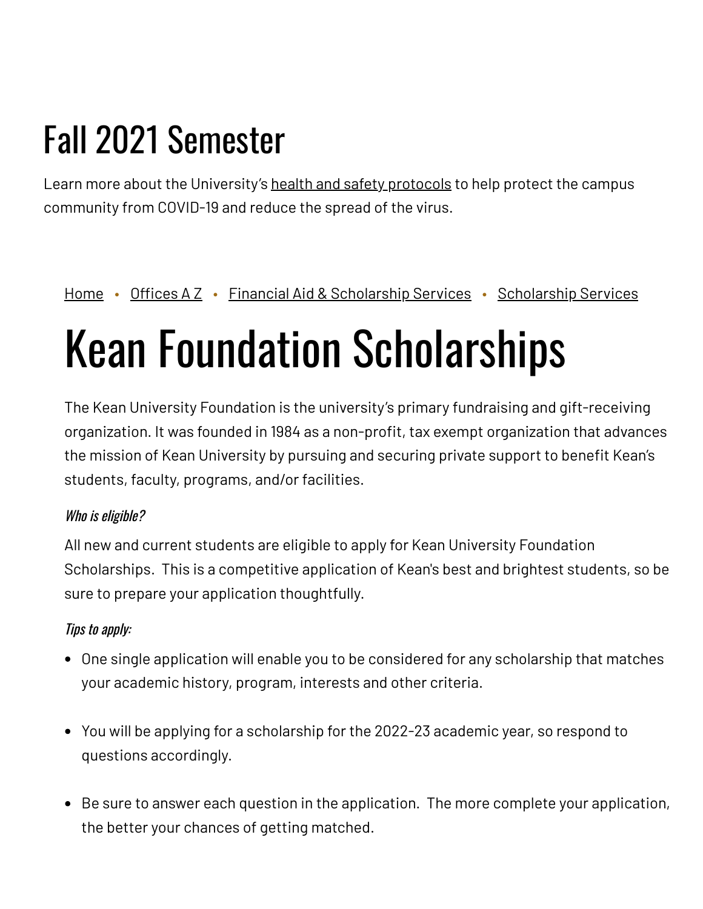# Fall 2021 Semester

Learn more about the University's health and safety protocols to help protect the campus community from COVID-19 and reduce the spread of the virus.

Home • Offices A Z • Financial Aid & Scholarship Services • Scholarship Services

# Kean Foundation Scholarships

The Kean University Foundation is the university's primary fundraising and gift-receiving organization. It was founded in 1984 as a non-profit, tax exempt organization that advances the mission of Kean University by pursuing and securing private support to benefit Kean's students, faculty, programs, and/or facilities.

*Who is eligible?*

All new and current students are eligible to apply for Kean University Foundation Scholarships. This is a competitive application of Kean's best and brightest students, so be sure to prepare your application thoughtfully.

*Tips to apply:*

- One single application will enable you to be considered for any scholarship that matches your academic history, program, interests and other criteria.
- You will be applying for a scholarship for the 2022-23 academic year, so respond to questions accordingly.
- Be sure to answer each question in the application. The more complete your application, the better your chances of getting matched.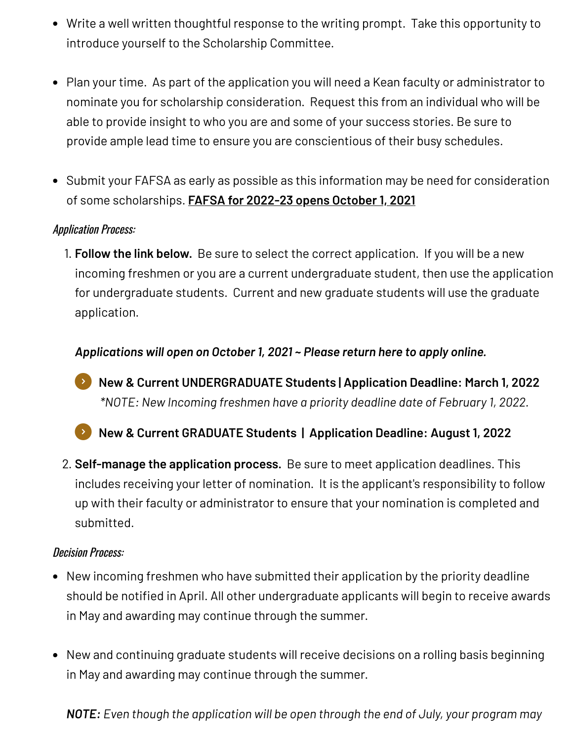- Write a well written thoughtful response to the writing prompt. Take this opportunity to introduce yourself to the Scholarship Committee.

- Plan your time. As part of the application you will need a Kean faculty or administrator to nominate you for scholarship consideration. Request this from an individual who will be able to provide insight to who you are and some of your success stories. Be sure to provide ample lead time to ensure you are conscientious of their busy schedules.

- Submit your FAFSA as early as possible as this information may be need for consideration of some scholarships. **FAFSA for 2022-23 opens October 1, 2021**

*Application Process:*

1. **Follow the link below.** Be sure to select the correct application. If you will be a new incoming freshmen or you are a current undergraduate student, then use the application for undergraduate students. Current and new graduate students will use the graduate application.

   ***Applications will open on October 1, 2021 ~ Please return here to apply online.***

   - **New & Current UNDERGRADUATE Students | Application Deadline: March 1, 2022**
     **NOTE: New Incoming freshmen have a priority deadline date of February 1, 2022.*

   - **New & Current GRADUATE Students | Application Deadline: August 1, 2022**

2. **Self-manage the application process.** Be sure to meet application deadlines. This includes receiving your letter of nomination. It is the applicant's responsibility to follow up with their faculty or administrator to ensure that your nomination is completed and submitted.

*Decision Process:*

- New incoming freshmen who have submitted their application by the priority deadline should be notified in April. All other undergraduate applicants will begin to receive awards in May and awarding may continue through the summer.

- New and continuing graduate students will receive decisions on a rolling basis beginning in May and awarding may continue through the summer.

  ***NOTE:*** *Even though the application will be open through the end of July, your program may*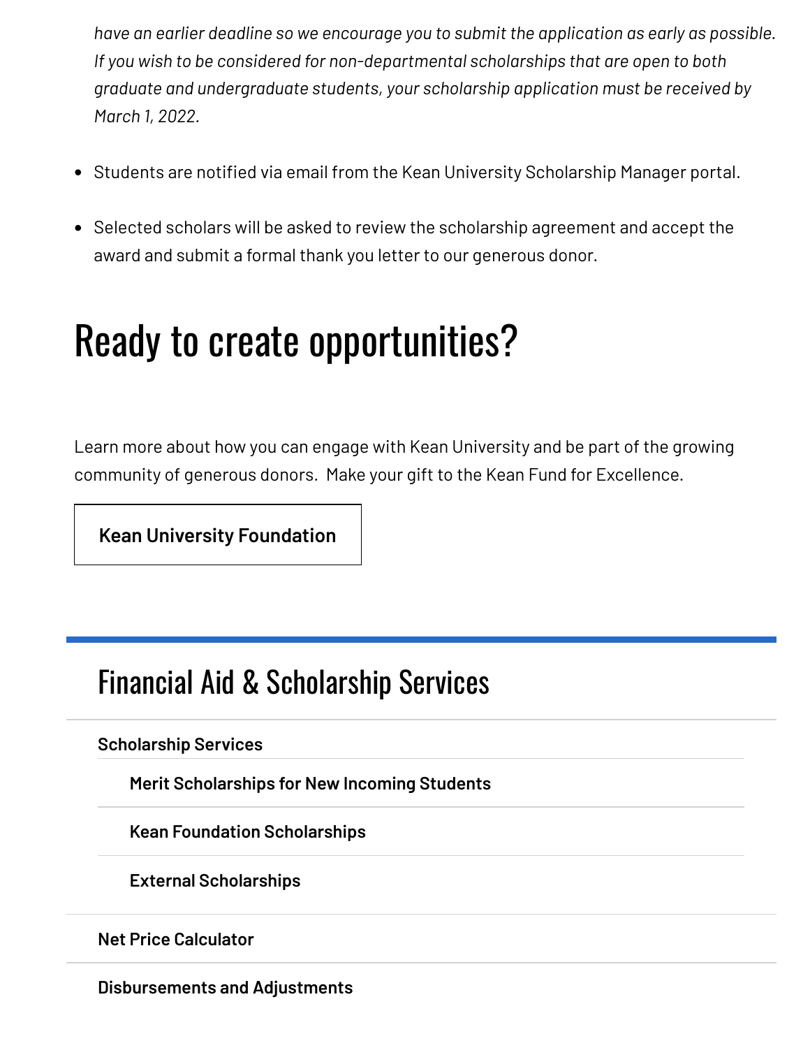*have an earlier deadline so we encourage you to submit the application as early as possible. If you wish to be considered for non-departmental scholarships that are open to both graduate and undergraduate students, your scholarship application must be received by March 1, 2022.*

- Students are notified via email from the Kean University Scholarship Manager portal.
- Selected scholars will be asked to review the scholarship agreement and accept the award and submit a formal thank you letter to our generous donor.

# Ready to create opportunities?

Learn more about how you can engage with Kean University and be part of the growing community of generous donors. Make your gift to the Kean Fund for Excellence.

**Kean University Foundation**

## Financial Aid & Scholarship Services

**Scholarship Services**

- **Merit Scholarships for New Incoming Students**
- **Kean Foundation Scholarships**
- **External Scholarships**

**Net Price Calculator**

**Disbursements and Adjustments**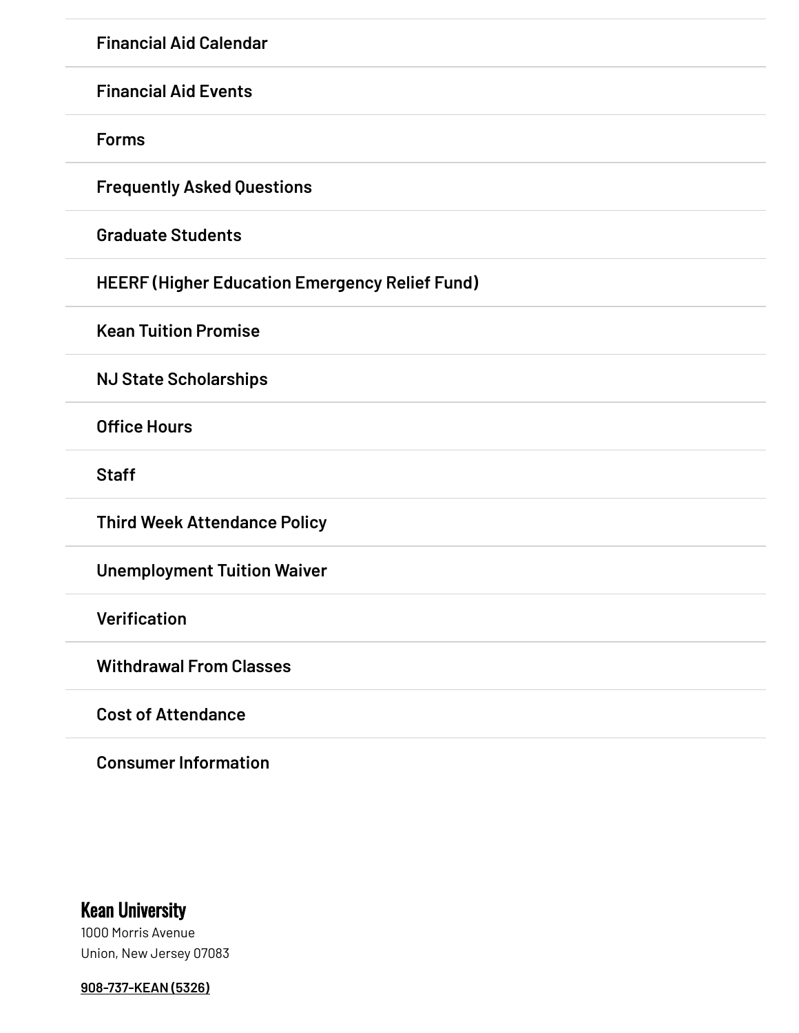- Financial Aid Calendar
- Financial Aid Events
- Forms
- Frequently Asked Questions
- Graduate Students
- HEERF (Higher Education Emergency Relief Fund)
- Kean Tuition Promise
- NJ State Scholarships
- Office Hours
- Staff
- Third Week Attendance Policy
- Unemployment Tuition Waiver
- Verification
- Withdrawal From Classes
- Cost of Attendance
- Consumer Information

**Kean University**

1000 Morris Avenue
Union, New Jersey 07083

908-737-KEAN (5326)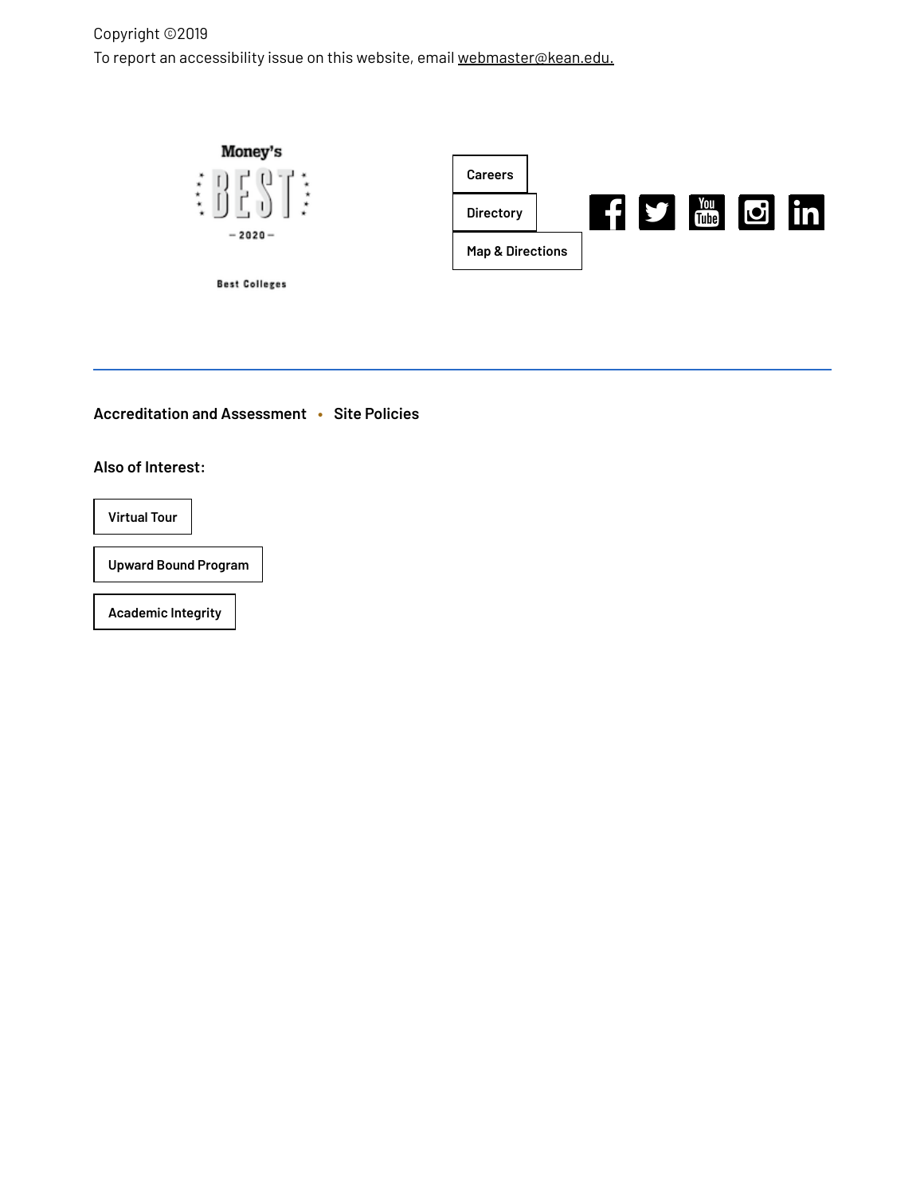Copyright ©2019

To report an accessibility issue on this website, email webmaster@kean.edu.

Money's BEST 2020 Best Colleges

Careers

Directory

Map & Directions

Accreditation and Assessment • Site Policies

**Also of Interest:**

Virtual Tour

Upward Bound Program

Academic Integrity